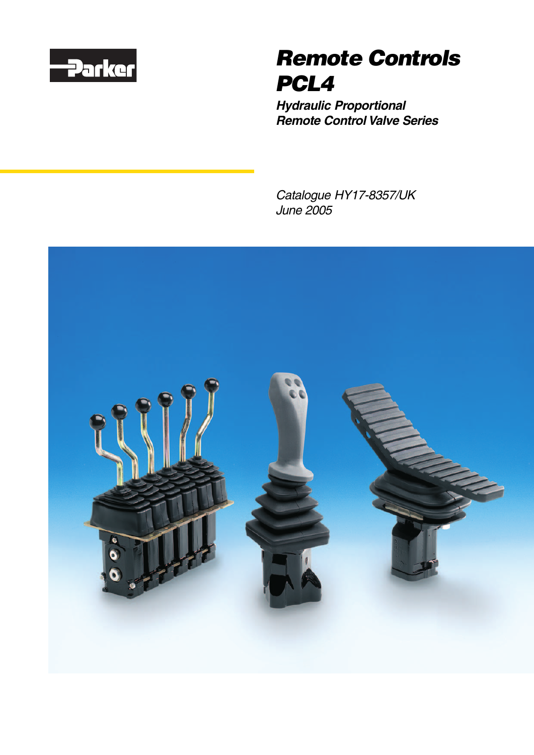Parker

# Remote Controls PCL4

***Hydraulic Proportional Remote Control Valve Series***

*Catalogue HY17-8357/UK*
*June 2005*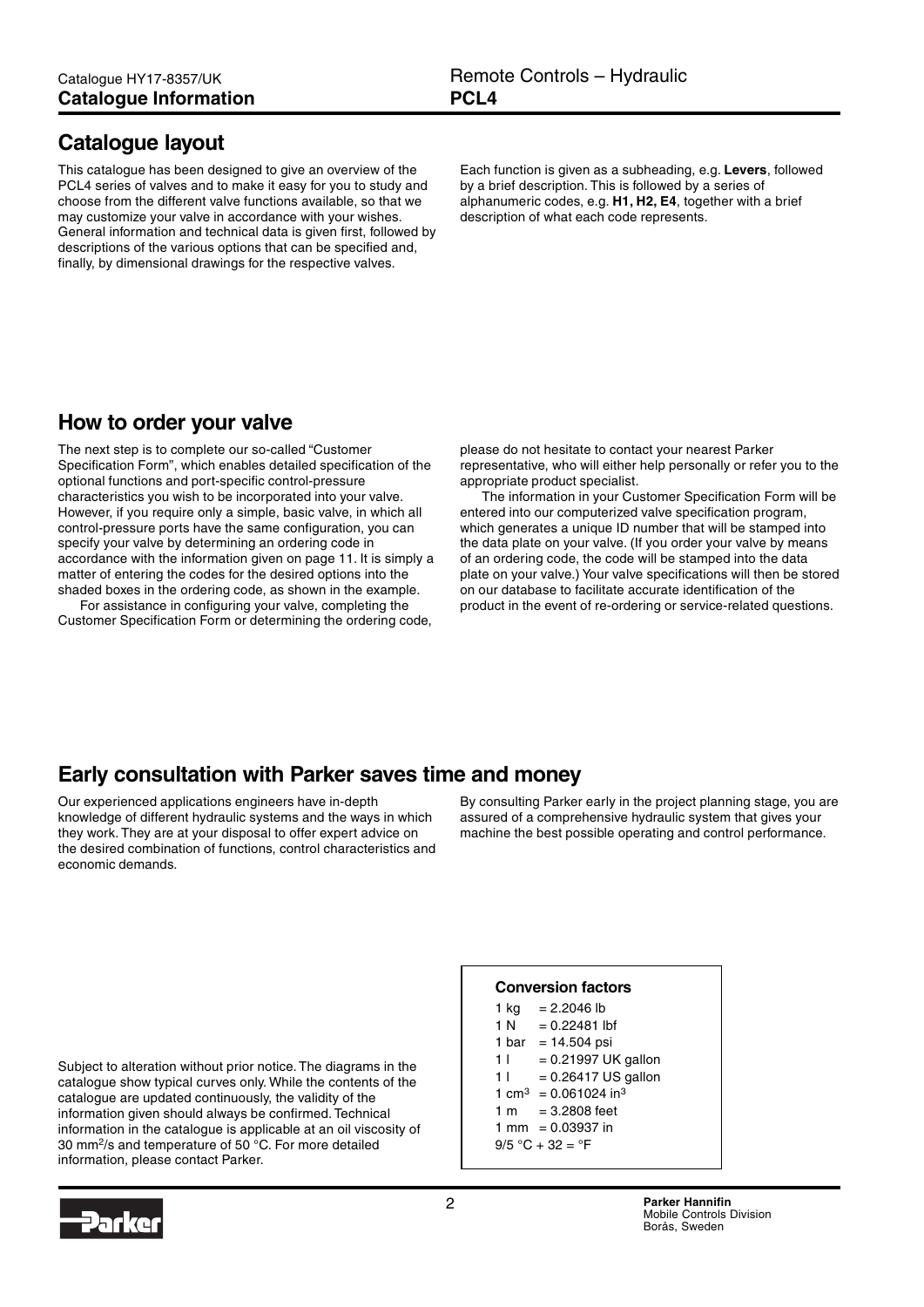## Catalogue layout

This catalogue has been designed to give an overview of the PCL4 series of valves and to make it easy for you to study and choose from the different valve functions available, so that we may customize your valve in accordance with your wishes. General information and technical data is given first, followed by descriptions of the various options that can be specified and, finally, by dimensional drawings for the respective valves.

Each function is given as a subheading, e.g. **Levers**, followed by a brief description. This is followed by a series of alphanumeric codes, e.g. **H1, H2, E4**, together with a brief description of what each code represents.

## How to order your valve

The next step is to complete our so-called "Customer Specification Form", which enables detailed specification of the optional functions and port-specific control-pressure characteristics you wish to be incorporated into your valve. However, if you require only a simple, basic valve, in which all control-pressure ports have the same configuration, you can specify your valve by determining an ordering code in accordance with the information given on page 11. It is simply a matter of entering the codes for the desired options into the shaded boxes in the ordering code, as shown in the example.

For assistance in configuring your valve, completing the Customer Specification Form or determining the ordering code, please do not hesitate to contact your nearest Parker representative, who will either help personally or refer you to the appropriate product specialist.

The information in your Customer Specification Form will be entered into our computerized valve specification program, which generates a unique ID number that will be stamped into the data plate on your valve. (If you order your valve by means of an ordering code, the code will be stamped into the data plate on your valve.) Your valve specifications will then be stored on our database to facilitate accurate identification of the product in the event of re-ordering or service-related questions.

## Early consultation with Parker saves time and money

Our experienced applications engineers have in-depth knowledge of different hydraulic systems and the ways in which they work. They are at your disposal to offer expert advice on the desired combination of functions, control characteristics and economic demands.

By consulting Parker early in the project planning stage, you are assured of a comprehensive hydraulic system that gives your machine the best possible operating and control performance.

Subject to alteration without prior notice. The diagrams in the catalogue show typical curves only. While the contents of the catalogue are updated continuously, the validity of the information given should always be confirmed. Technical information in the catalogue is applicable at an oil viscosity of 30 mm$^2$/s and temperature of 50 °C. For more detailed information, please contact Parker.

**Conversion factors**

1 kg = 2.2046 lb
1 N = 0.22481 lbf
1 bar = 14.504 psi
1 l = 0.21997 UK gallon
1 l = 0.26417 US gallon
1 cm$^3$ = 0.061024 in$^3$
1 m = 3.2808 feet
1 mm = 0.03937 in
9/5 °C + 32 = °F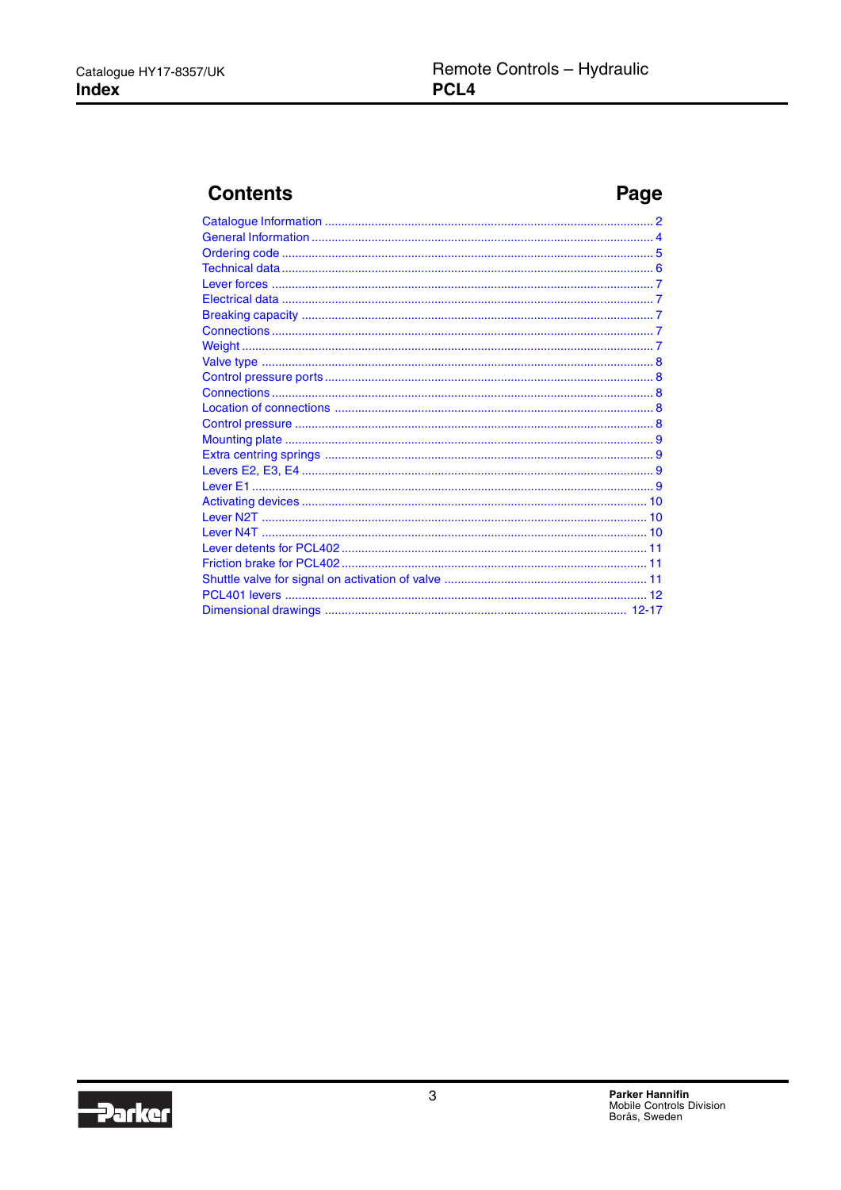# Index

## Contents

| Contents | Page |
|---|---|
| Catalogue Information | 2 |
| General Information | 4 |
| Ordering code | 5 |
| Technical data | 6 |
| Lever forces | 7 |
| Electrical data | 7 |
| Breaking capacity | 7 |
| Connections | 7 |
| Weight | 7 |
| Valve type | 8 |
| Control pressure ports | 8 |
| Connections | 8 |
| Location of connections | 8 |
| Control pressure | 8 |
| Mounting plate | 9 |
| Extra centring springs | 9 |
| Levers E2, E3, E4 | 9 |
| Lever E1 | 9 |
| Activating devices | 10 |
| Lever N2T | 10 |
| Lever N4T | 10 |
| Lever detents for PCL402 | 11 |
| Friction brake for PCL402 | 11 |
| Shuttle valve for signal on activation of valve | 11 |
| PCL401 levers | 12 |
| Dimensional drawings | 12-17 |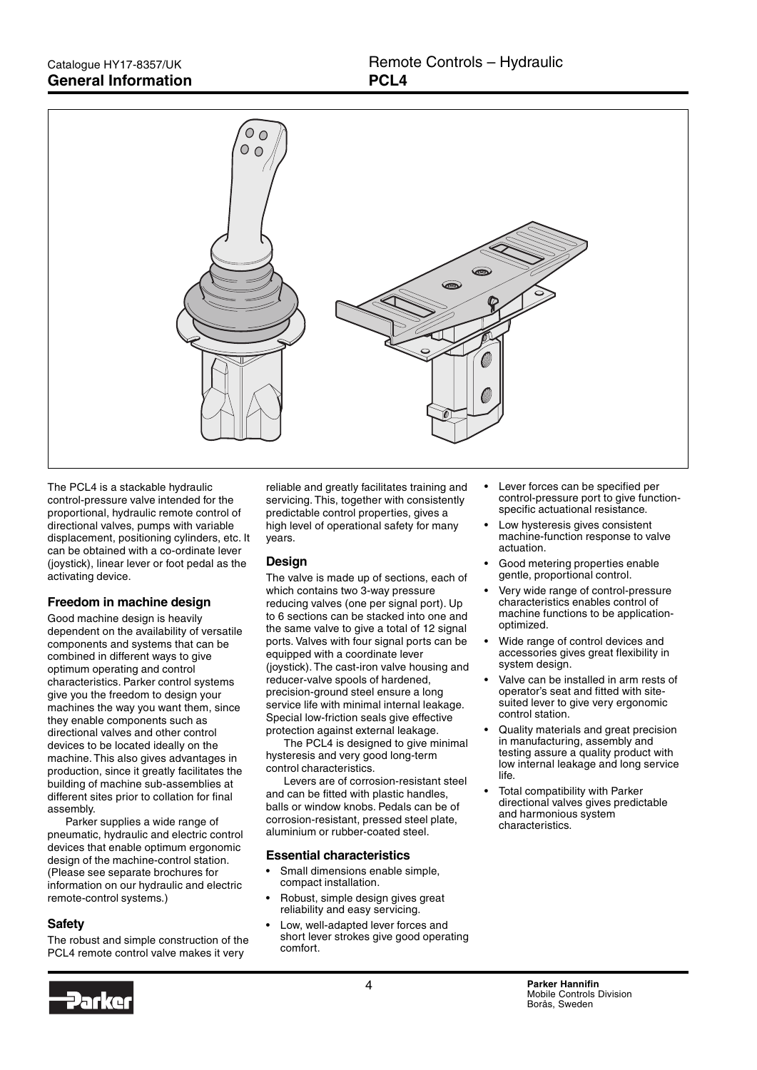The PCL4 is a stackable hydraulic control-pressure valve intended for the proportional, hydraulic remote control of directional valves, pumps with variable displacement, positioning cylinders, etc. It can be obtained with a co-ordinate lever (joystick), linear lever or foot pedal as the activating device.

## Freedom in machine design

Good machine design is heavily dependent on the availability of versatile components and systems that can be combined in different ways to give optimum operating and control characteristics. Parker control systems give you the freedom to design your machines the way you want them, since they enable components such as directional valves and other control devices to be located ideally on the machine. This also gives advantages in production, since it greatly facilitates the building of machine sub-assemblies at different sites prior to collation for final assembly.

Parker supplies a wide range of pneumatic, hydraulic and electric control devices that enable optimum ergonomic design of the machine-control station. (Please see separate brochures for information on our hydraulic and electric remote-control systems.)

## Safety

The robust and simple construction of the PCL4 remote control valve makes it very reliable and greatly facilitates training and servicing. This, together with consistently predictable control properties, gives a high level of operational safety for many years.

## Design

The valve is made up of sections, each of which contains two 3-way pressure reducing valves (one per signal port). Up to 6 sections can be stacked into one and the same valve to give a total of 12 signal ports. Valves with four signal ports can be equipped with a coordinate lever (joystick). The cast-iron valve housing and reducer-valve spools of hardened, precision-ground steel ensure a long service life with minimal internal leakage. Special low-friction seals give effective protection against external leakage.

The PCL4 is designed to give minimal hysteresis and very good long-term control characteristics.

Levers are of corrosion-resistant steel and can be fitted with plastic handles, balls or window knobs. Pedals can be of corrosion-resistant, pressed steel plate, aluminium or rubber-coated steel.

## Essential characteristics

- Small dimensions enable simple, compact installation.
- Robust, simple design gives great reliability and easy servicing.
- Low, well-adapted lever forces and short lever strokes give good operating comfort.
- Lever forces can be specified per control-pressure port to give function-specific actuational resistance.
- Low hysteresis gives consistent machine-function response to valve actuation.
- Good metering properties enable gentle, proportional control.
- Very wide range of control-pressure characteristics enables control of machine functions to be application-optimized.
- Wide range of control devices and accessories gives great flexibility in system design.
- Valve can be installed in arm rests of operator's seat and fitted with site-suited lever to give very ergonomic control station.
- Quality materials and great precision in manufacturing, assembly and testing assure a quality product with low internal leakage and long service life.
- Total compatibility with Parker directional valves gives predictable and harmonious system characteristics.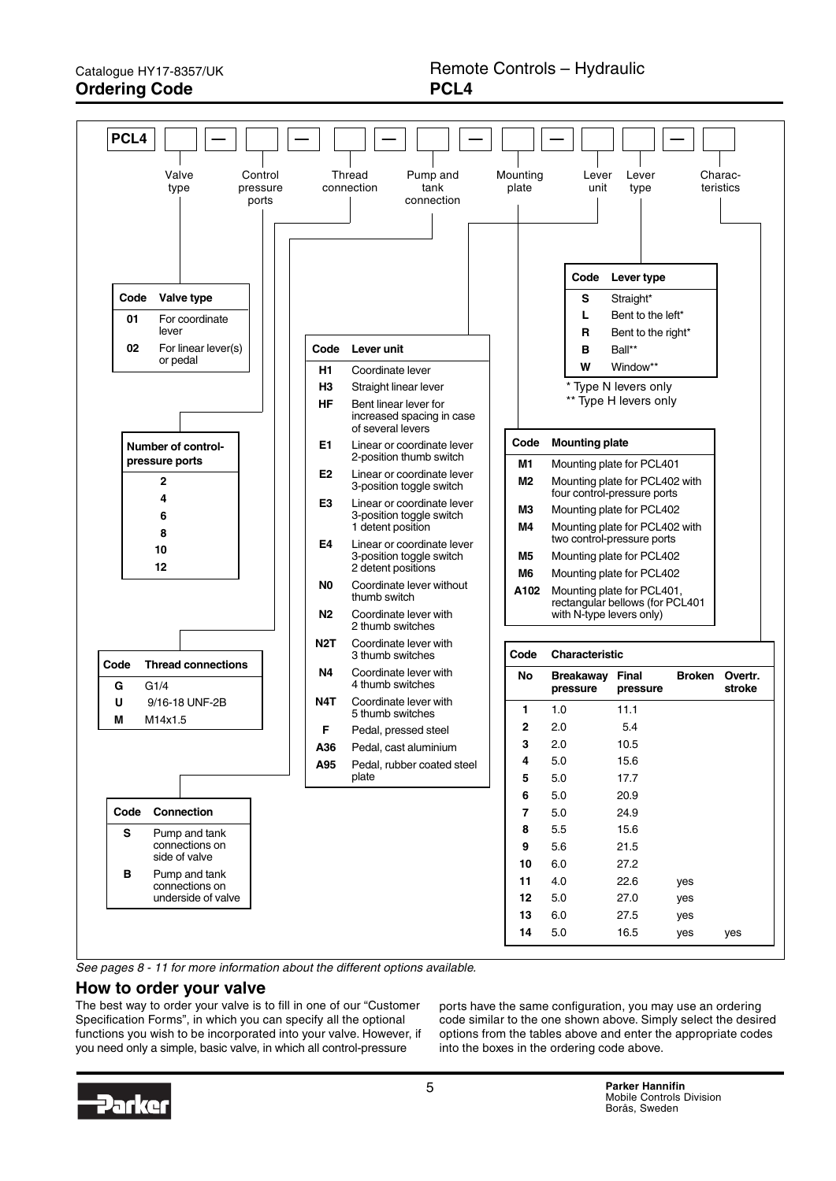# Ordering Code

## PCL4

**PCL4** [ ] — [ ] — [ ] — [ ] — [ ] — [ ] [ ] — [ ]

Valve type | Control pressure ports | Thread connection | Pump and tank connection | Mounting plate | Lever unit | Lever type | Characteristics

| Code | Valve type |
|---|---|
| 01 | For coordinate lever |
| 02 | For linear lever(s) or pedal |

| Number of control-pressure ports |
|---|
| 2 |
| 4 |
| 6 |
| 8 |
| 10 |
| 12 |

| Code | Thread connections |
|---|---|
| G | G1/4 |
| U | 9/16-18 UNF-2B |
| M | M14x1.5 |

| Code | Connection |
|---|---|
| S | Pump and tank connections on side of valve |
| B | Pump and tank connections on underside of valve |

| Code | Lever unit |
|---|---|
| H1 | Coordinate lever |
| H3 | Straight linear lever |
| HF | Bent linear lever for increased spacing in case of several levers |
| E1 | Linear or coordinate lever 2-position thumb switch |
| E2 | Linear or coordinate lever 3-position toggle switch |
| E3 | Linear or coordinate lever 3-position toggle switch 1 detent position |
| E4 | Linear or coordinate lever 3-position toggle switch 2 detent positions |
| N0 | Coordinate lever without thumb switch |
| N2 | Coordinate lever with 2 thumb switches |
| N2T | Coordinate lever with 3 thumb switches |
| N4 | Coordinate lever with 4 thumb switches |
| N4T | Coordinate lever with 5 thumb switches |
| F | Pedal, pressed steel |
| A36 | Pedal, cast aluminium |
| A95 | Pedal, rubber coated steel plate |

| Code | Lever type |
|---|---|
| S | Straight* |
| L | Bent to the left* |
| R | Bent to the right* |
| B | Ball** |
| W | Window** |

\* Type N levers only
\*\* Type H levers only

| Code | Mounting plate |
|---|---|
| M1 | Mounting plate for PCL401 |
| M2 | Mounting plate for PCL402 with four control-pressure ports |
| M3 | Mounting plate for PCL402 |
| M4 | Mounting plate for PCL402 with two control-pressure ports |
| M5 | Mounting plate for PCL402 |
| M6 | Mounting plate for PCL402 |
| A102 | Mounting plate for PCL401, rectangular bellows (for PCL401 with N-type levers only) |

| Code | Characteristic | | | |
|---|---|---|---|---|
| No | Breakaway pressure | Final pressure | Broken | Overtr. stroke |
| 1 | 1.0 | 11.1 | | |
| 2 | 2.0 | 5.4 | | |
| 3 | 2.0 | 10.5 | | |
| 4 | 5.0 | 15.6 | | |
| 5 | 5.0 | 17.7 | | |
| 6 | 5.0 | 20.9 | | |
| 7 | 5.0 | 24.9 | | |
| 8 | 5.5 | 15.6 | | |
| 9 | 5.6 | 21.5 | | |
| 10 | 6.0 | 27.2 | | |
| 11 | 4.0 | 22.6 | yes | |
| 12 | 5.0 | 27.0 | yes | |
| 13 | 6.0 | 27.5 | yes | |
| 14 | 5.0 | 16.5 | yes | yes |

*See pages 8 - 11 for more information about the different options available.*

## How to order your valve

The best way to order your valve is to fill in one of our "Customer Specification Forms", in which you can specify all the optional functions you wish to be incorporated into your valve. However, if you need only a simple, basic valve, in which all control-pressure ports have the same configuration, you may use an ordering code similar to the one shown above. Simply select the desired options from the tables above and enter the appropriate codes into the boxes in the ordering code above.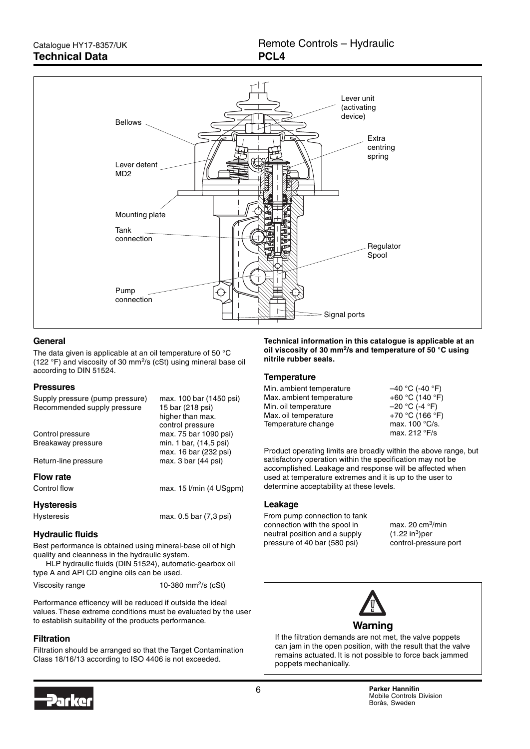# Technical Data

## Remote Controls – Hydraulic PCL4

Bellows

Lever unit (activating device)

Extra centring spring

Lever detent MD2

Mounting plate

Tank connection

Regulator Spool

Pump connection

Signal ports

### General

The data given is applicable at an oil temperature of 50 °C (122 °F) and viscosity of 30 mm$^2$/s (cSt) using mineral base oil according to DIN 51524.

### Pressures

| | |
|---|---|
| Supply pressure (pump pressure) | max. 100 bar (1450 psi) |
| Recommended supply pressure | 15 bar (218 psi) higher than max. control pressure |
| Control pressure | max. 75 bar 1090 psi) |
| Breakaway pressure | min. 1 bar, (14,5 psi) max. 16 bar (232 psi) |
| Return-line pressure | max. 3 bar (44 psi) |

### Flow rate

| | |
|---|---|
| Control flow | max. 15 l/min (4 USgpm) |

### Hysteresis

| | |
|---|---|
| Hysteresis | max. 0.5 bar (7,3 psi) |

### Hydraulic fluids

Best performance is obtained using mineral-base oil of high quality and cleanness in the hydraulic system.

HLP hydraulic fluids (DIN 51524), automatic-gearbox oil type A and API CD engine oils can be used.

| | |
|---|---|
| Viscosity range | 10-380 mm$^2$/s (cSt) |

Performance efficency will be reduced if outside the ideal values. These extreme conditions must be evaluated by the user to establish suitability of the products performance.

### Filtration

Filtration should be arranged so that the Target Contamination Class 18/16/13 according to ISO 4406 is not exceeded.

**Technical information in this catalogue is applicable at an oil viscosity of 30 mm$^2$/s and temperature of 50 °C using nitrile rubber seals.**

### Temperature

| | |
|---|---|
| Min. ambient temperature | –40 °C (-40 °F) |
| Max. ambient temperature | +60 °C (140 °F) |
| Min. oil temperature | –20 °C (-4 °F) |
| Max. oil temperature | +70 °C (166 °F) |
| Temperature change | max. 100 °C/s. max. 212 °F/s |

Product operating limits are broadly within the above range, but satisfactory operation within the specification may not be accomplished. Leakage and response will be affected when used at temperature extremes and it is up to the user to determine acceptability at these levels.

### Leakage

| | |
|---|---|
| From pump connection to tank connection with the spool in neutral position and a supply pressure of 40 bar (580 psi) | max. 20 cm$^3$/min (1.22 in$^3$)per control-pressure port |

**Warning**

If the filtration demands are not met, the valve poppets can jam in the open position, with the result that the valve remains actuated. It is not possible to force back jammed poppets mechanically.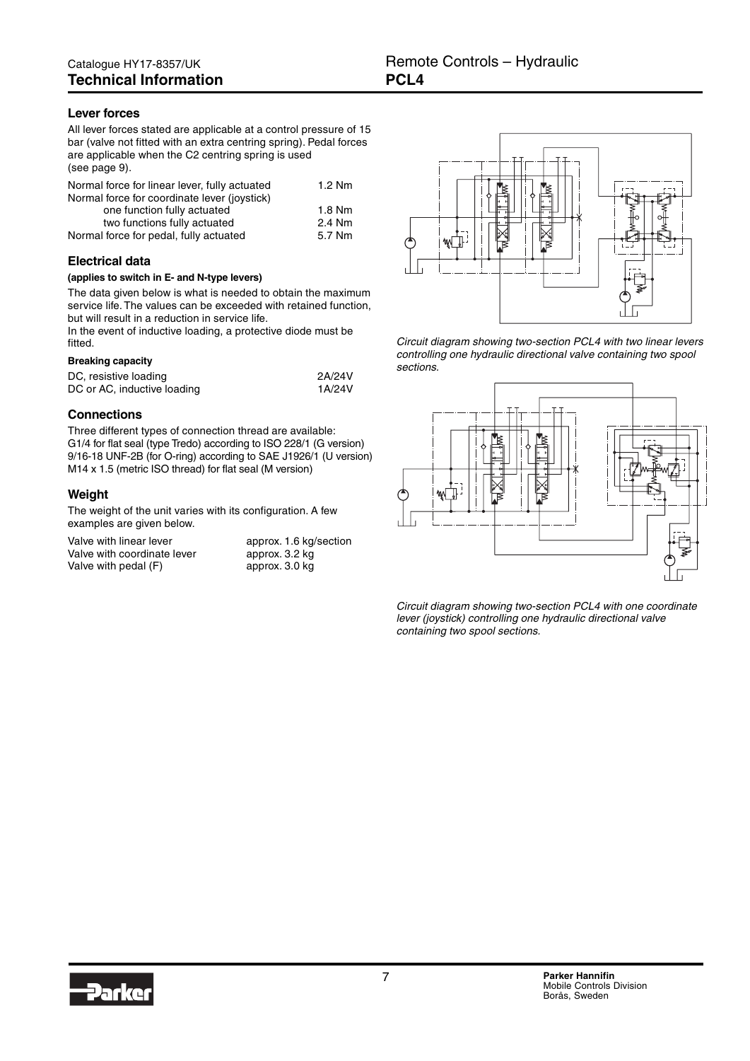## Lever forces

All lever forces stated are applicable at a control pressure of 15 bar (valve not fitted with an extra centring spring). Pedal forces are applicable when the C2 centring spring is used (see page 9).

| | |
|---|---|
| Normal force for linear lever, fully actuated | 1.2 Nm |
| Normal force for coordinate lever (joystick) | |
| one function fully actuated | 1.8 Nm |
| two functions fully actuated | 2.4 Nm |
| Normal force for pedal, fully actuated | 5.7 Nm |

## Electrical data

**(applies to switch in E- and N-type levers)**

The data given below is what is needed to obtain the maximum service life. The values can be exceeded with retained function, but will result in a reduction in service life.

In the event of inductive loading, a protective diode must be fitted.

**Breaking capacity**

| | |
|---|---|
| DC, resistive loading | 2A/24V |
| DC or AC, inductive loading | 1A/24V |

## Connections

Three different types of connection thread are available:
G1/4 for flat seal (type Tredo) according to ISO 228/1 (G version)
9/16-18 UNF-2B (for O-ring) according to SAE J1926/1 (U version)
M14 x 1.5 (metric ISO thread) for flat seal (M version)

## Weight

The weight of the unit varies with its configuration. A few examples are given below.

| | |
|---|---|
| Valve with linear lever | approx. 1.6 kg/section |
| Valve with coordinate lever | approx. 3.2 kg |
| Valve with pedal (F) | approx. 3.0 kg |

*Circuit diagram showing two-section PCL4 with two linear levers controlling one hydraulic directional valve containing two spool sections.*

*Circuit diagram showing two-section PCL4 with one coordinate lever (joystick) controlling one hydraulic directional valve containing two spool sections.*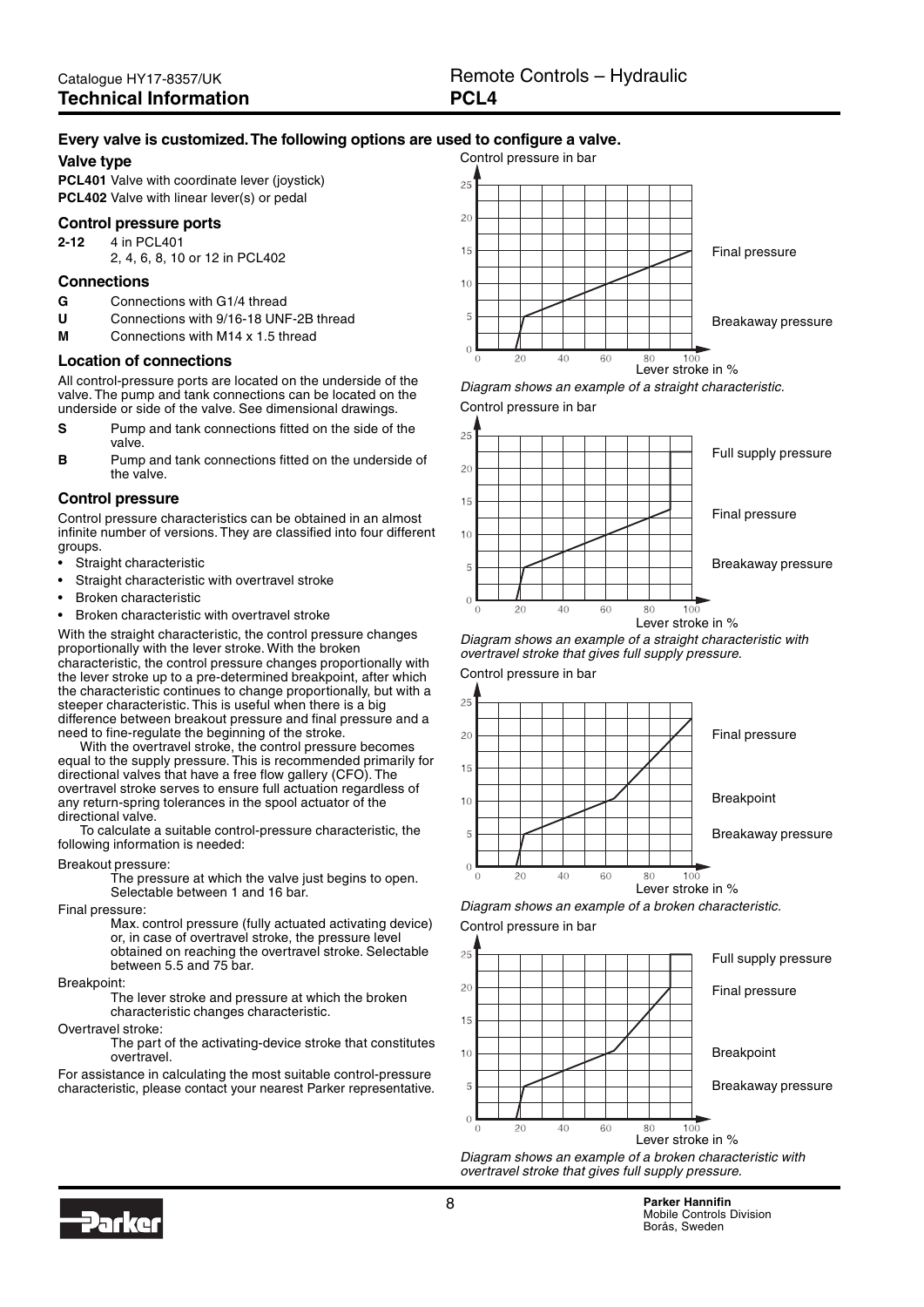## Every valve is customized. The following options are used to configure a valve.

### Valve type

**PCL401** Valve with coordinate lever (joystick)
**PCL402** Valve with linear lever(s) or pedal

### Control pressure ports

**2-12** 4 in PCL401
2, 4, 6, 8, 10 or 12 in PCL402

### Connections

**G** Connections with G1/4 thread
**U** Connections with 9/16-18 UNF-2B thread
**M** Connections with M14 x 1.5 thread

### Location of connections

All control-pressure ports are located on the underside of the valve. The pump and tank connections can be located on the underside or side of the valve. See dimensional drawings.

**S** Pump and tank connections fitted on the side of the valve.
**B** Pump and tank connections fitted on the underside of the valve.

### Control pressure

Control pressure characteristics can be obtained in an almost infinite number of versions. They are classified into four different groups.

- Straight characteristic
- Straight characteristic with overtravel stroke
- Broken characteristic
- Broken characteristic with overtravel stroke

With the straight characteristic, the control pressure changes proportionally with the lever stroke. With the broken characteristic, the control pressure changes proportionally with the lever stroke up to a pre-determined breakpoint, after which the characteristic continues to change proportionally, but with a steeper characteristic. This is useful when there is a big difference between breakout pressure and final pressure and a need to fine-regulate the beginning of the stroke.

With the overtravel stroke, the control pressure becomes equal to the supply pressure. This is recommended primarily for directional valves that have a free flow gallery (CFO). The overtravel stroke serves to ensure full actuation regardless of any return-spring tolerances in the spool actuator of the directional valve.

To calculate a suitable control-pressure characteristic, the following information is needed:

Breakout pressure:
The pressure at which the valve just begins to open. Selectable between 1 and 16 bar.

Final pressure:
Max. control pressure (fully actuated activating device) or, in case of overtravel stroke, the pressure level obtained on reaching the overtravel stroke. Selectable between 5.5 and 75 bar.

Breakpoint:
The lever stroke and pressure at which the broken characteristic changes characteristic.

Overtravel stroke:
The part of the activating-device stroke that constitutes overtravel.

For assistance in calculating the most suitable control-pressure characteristic, please contact your nearest Parker representative.

Control pressure in bar — Final pressure — Breakaway pressure — Lever stroke in %

*Diagram shows an example of a straight characteristic.*

Control pressure in bar — Full supply pressure — Final pressure — Breakaway pressure — Lever stroke in %

*Diagram shows an example of a straight characteristic with overtravel stroke that gives full supply pressure.*

Control pressure in bar — Final pressure — Breakpoint — Breakaway pressure — Lever stroke in %

*Diagram shows an example of a broken characteristic.*

Control pressure in bar — Full supply pressure — Final pressure — Breakpoint — Breakaway pressure — Lever stroke in %

*Diagram shows an example of a broken characteristic with overtravel stroke that gives full supply pressure.*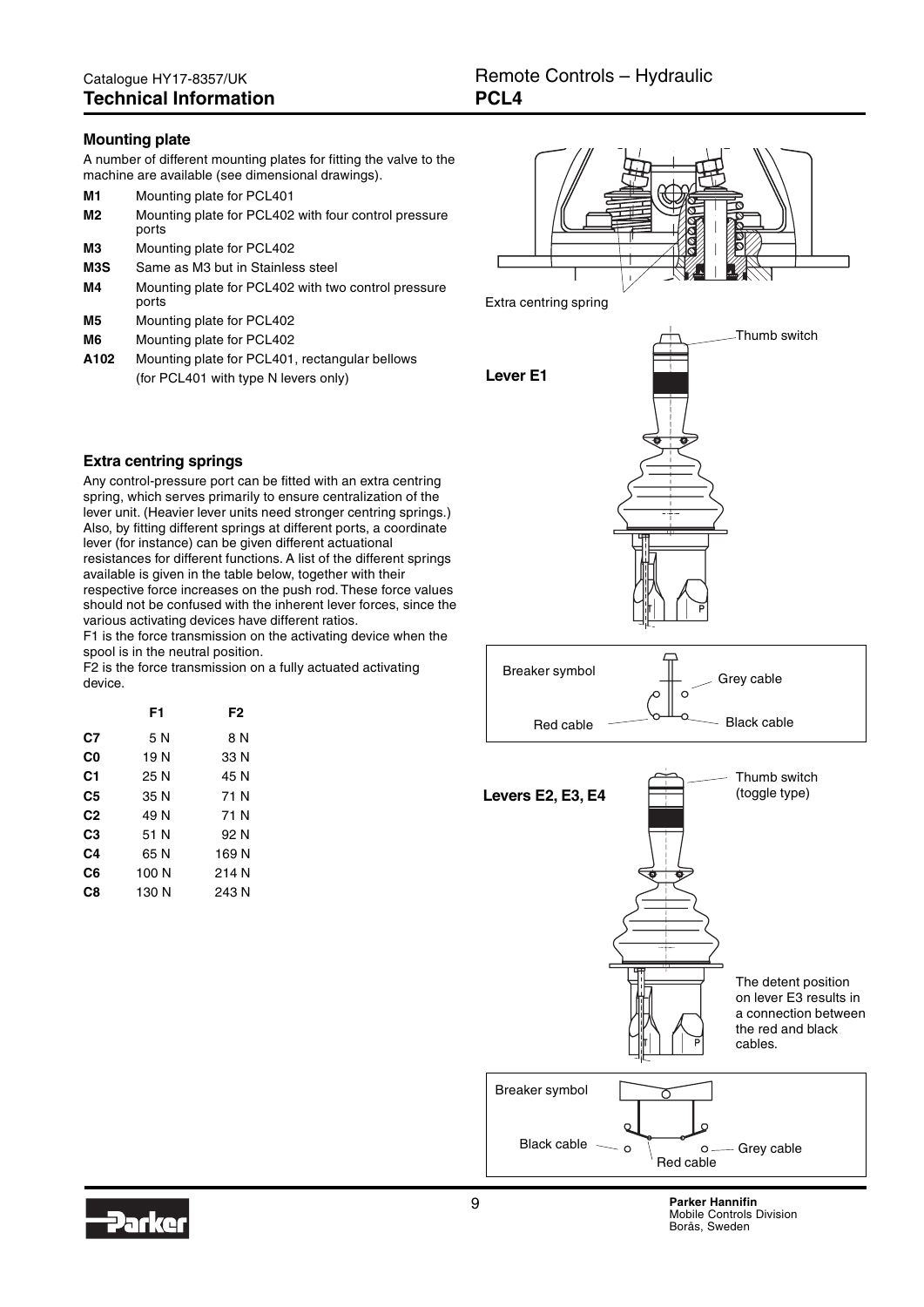## Mounting plate

A number of different mounting plates for fitting the valve to the machine are available (see dimensional drawings).

| | |
|---|---|
| **M1** | Mounting plate for PCL401 |
| **M2** | Mounting plate for PCL402 with four control pressure ports |
| **M3** | Mounting plate for PCL402 |
| **M3S** | Same as M3 but in Stainless steel |
| **M4** | Mounting plate for PCL402 with two control pressure ports |
| **M5** | Mounting plate for PCL402 |
| **M6** | Mounting plate for PCL402 |
| **A102** | Mounting plate for PCL401, rectangular bellows (for PCL401 with type N levers only) |

## Extra centring springs

Any control-pressure port can be fitted with an extra centring spring, which serves primarily to ensure centralization of the lever unit. (Heavier lever units need stronger centring springs.) Also, by fitting different springs at different ports, a coordinate lever (for instance) can be given different actuational resistances for different functions. A list of the different springs available is given in the table below, together with their respective force increases on the push rod. These force values should not be confused with the inherent lever forces, since the various activating devices have different ratios.

F1 is the force transmission on the activating device when the spool is in the neutral position.

F2 is the force transmission on a fully actuated activating device.

| | F1 | F2 |
|---|---|---|
| **C7** | 5 N | 8 N |
| **C0** | 19 N | 33 N |
| **C1** | 25 N | 45 N |
| **C5** | 35 N | 71 N |
| **C2** | 49 N | 71 N |
| **C3** | 51 N | 92 N |
| **C4** | 65 N | 169 N |
| **C6** | 100 N | 214 N |
| **C8** | 130 N | 243 N |

Extra centring spring

**Lever E1**

Thumb switch

Breaker symbol

Grey cable

Red cable

Black cable

**Levers E2, E3, E4**

Thumb switch (toggle type)

The detent position on lever E3 results in a connection between the red and black cables.

Breaker symbol

Black cable

Red cable

Grey cable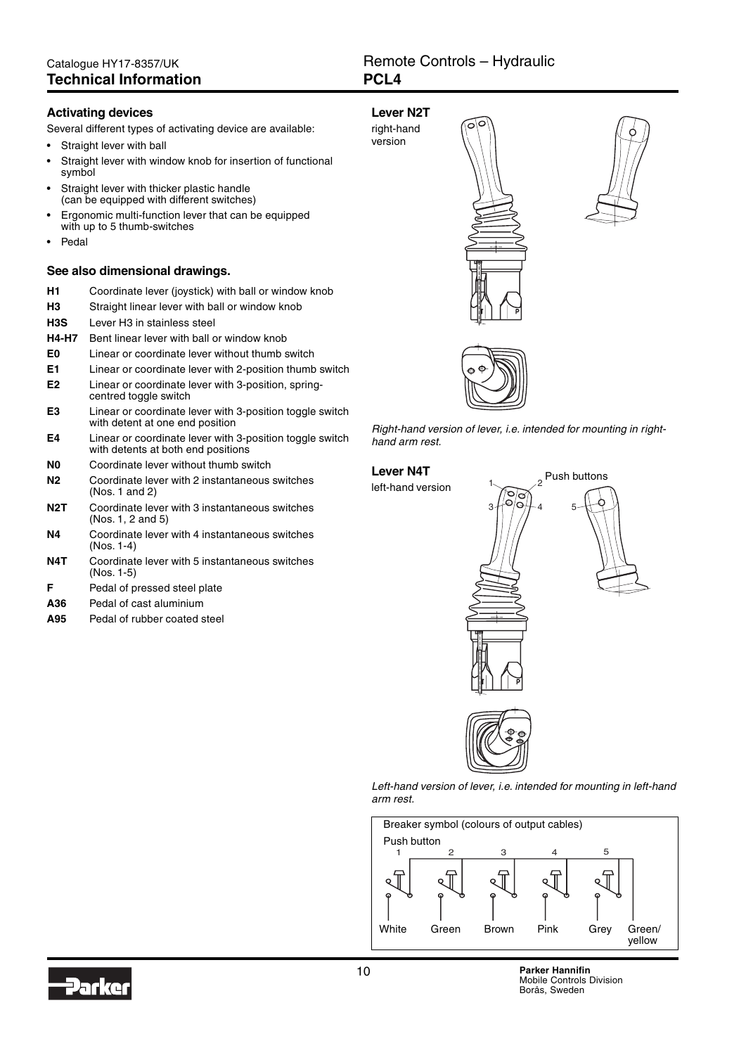## Activating devices

Several different types of activating device are available:

- Straight lever with ball
- Straight lever with window knob for insertion of functional symbol
- Straight lever with thicker plastic handle (can be equipped with different switches)
- Ergonomic multi-function lever that can be equipped with up to 5 thumb-switches
- Pedal

### See also dimensional drawings.

| | |
|---|---|
| **H1** | Coordinate lever (joystick) with ball or window knob |
| **H3** | Straight linear lever with ball or window knob |
| **H3S** | Lever H3 in stainless steel |
| **H4-H7** | Bent linear lever with ball or window knob |
| **E0** | Linear or coordinate lever without thumb switch |
| **E1** | Linear or coordinate lever with 2-position thumb switch |
| **E2** | Linear or coordinate lever with 3-position, spring-centred toggle switch |
| **E3** | Linear or coordinate lever with 3-position toggle switch with detent at one end position |
| **E4** | Linear or coordinate lever with 3-position toggle switch with detents at both end positions |
| **N0** | Coordinate lever without thumb switch |
| **N2** | Coordinate lever with 2 instantaneous switches (Nos. 1 and 2) |
| **N2T** | Coordinate lever with 3 instantaneous switches (Nos. 1, 2 and 5) |
| **N4** | Coordinate lever with 4 instantaneous switches (Nos. 1-4) |
| **N4T** | Coordinate lever with 5 instantaneous switches (Nos. 1-5) |
| **F** | Pedal of pressed steel plate |
| **A36** | Pedal of cast aluminium |
| **A95** | Pedal of rubber coated steel |

### Lever N2T

right-hand version

*Right-hand version of lever, i.e. intended for mounting in right-hand arm rest.*

### Lever N4T

left-hand version

Push buttons 1, 2, 3, 4, 5

*Left-hand version of lever, i.e. intended for mounting in left-hand arm rest.*

Breaker symbol (colours of output cables)

| Push button | 1 | 2 | 3 | 4 | 5 | |
|---|---|---|---|---|---|---|
| Cable colour | White | Green | Brown | Pink | Grey | Green/yellow |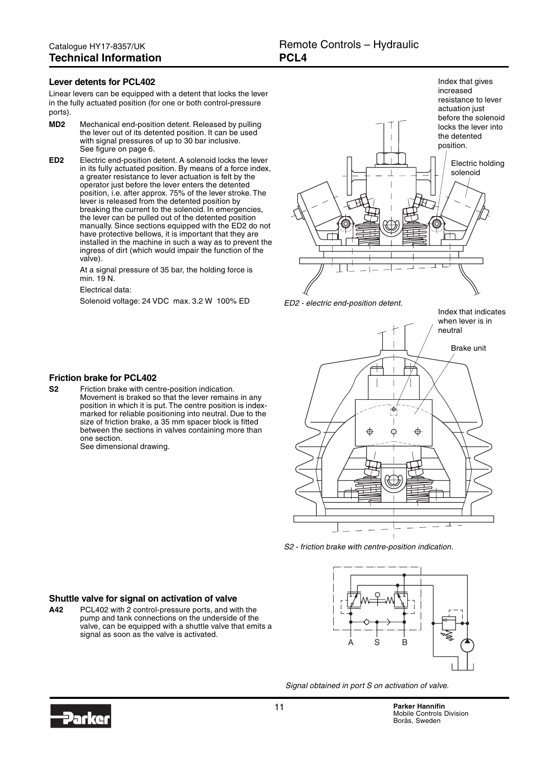## Lever detents for PCL402

Linear levers can be equipped with a detent that locks the lever in the fully actuated position (for one or both control-pressure ports).

**MD2** Mechanical end-position detent. Released by pulling the lever out of its detented position. It can be used with signal pressures of up to 30 bar inclusive. See figure on page 6.

**ED2** Electric end-position detent. A solenoid locks the lever in its fully actuated position. By means of a force index, a greater resistance to lever actuation is felt by the operator just before the lever enters the detented position, i.e. after approx. 75% of the lever stroke. The lever is released from the detented position by breaking the current to the solenoid. In emergencies, the lever can be pulled out of the detented position manually. Since sections equipped with the ED2 do not have protective bellows, it is important that they are installed in the machine in such a way as to prevent the ingress of dirt (which would impair the function of the valve).

At a signal pressure of 35 bar, the holding force is min. 19 N.

Electrical data:

Solenoid voltage: 24 VDC max. 3.2 W 100% ED

Index that gives increased resistance to lever actuation just before the solenoid locks the lever into the detented position.

Electric holding solenoid

*ED2 - electric end-position detent.*

## Friction brake for PCL402

**S2** Friction brake with centre-position indication. Movement is braked so that the lever remains in any position in which it is put. The centre position is index-marked for reliable positioning into neutral. Due to the size of friction brake, a 35 mm spacer block is fitted between the sections in valves containing more than one section. See dimensional drawing.

Index that indicates when lever is in neutral

Brake unit

*S2 - friction brake with centre-position indication.*

## Shuttle valve for signal on activation of valve

**A42** PCL402 with 2 control-pressure ports, and with the pump and tank connections on the underside of the valve, can be equipped with a shuttle valve that emits a signal as soon as the valve is activated.

A S B

*Signal obtained in port S on activation of valve.*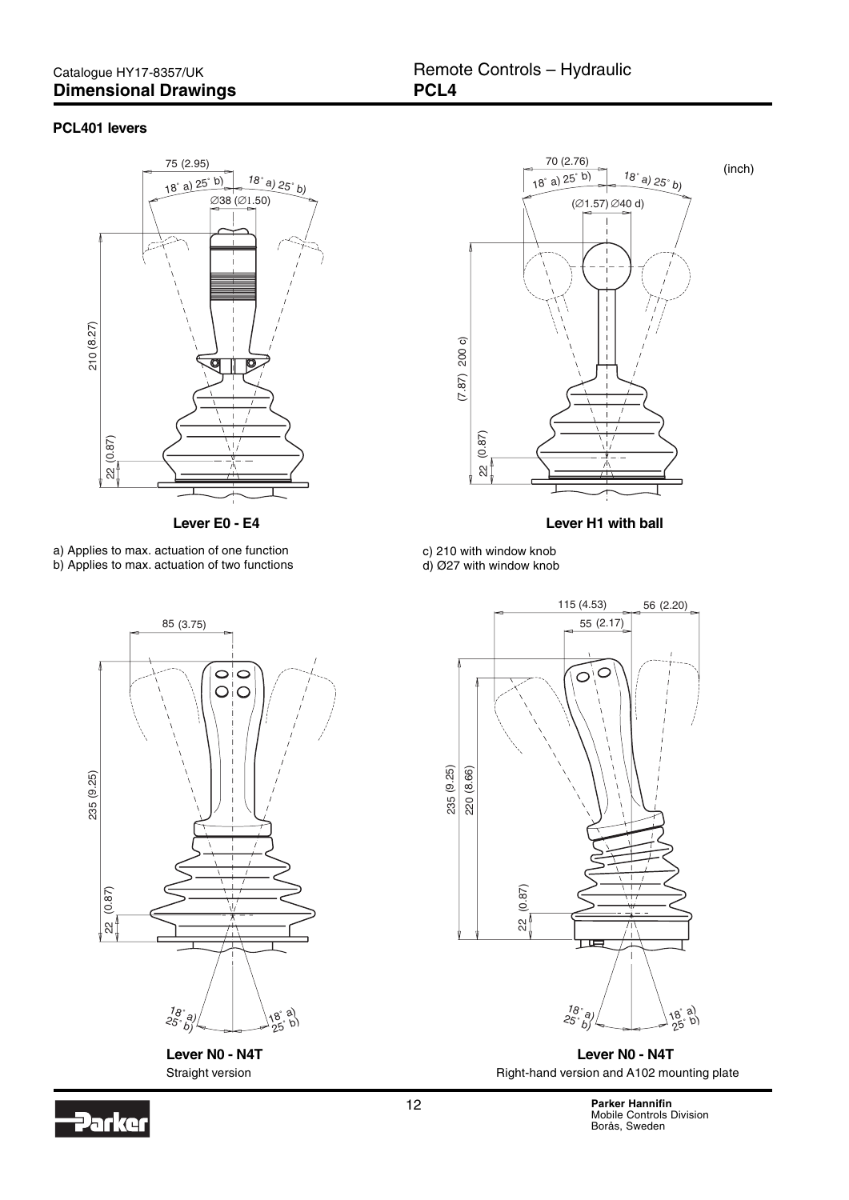## PCL401 levers

(inch)

**Lever E0 - E4**

a) Applies to max. actuation of one function
b) Applies to max. actuation of two functions

**Lever H1 with ball**

c) 210 with window knob
d) Ø27 with window knob

**Lever N0 - N4T**
Straight version

**Lever N0 - N4T**
Right-hand version and A102 mounting plate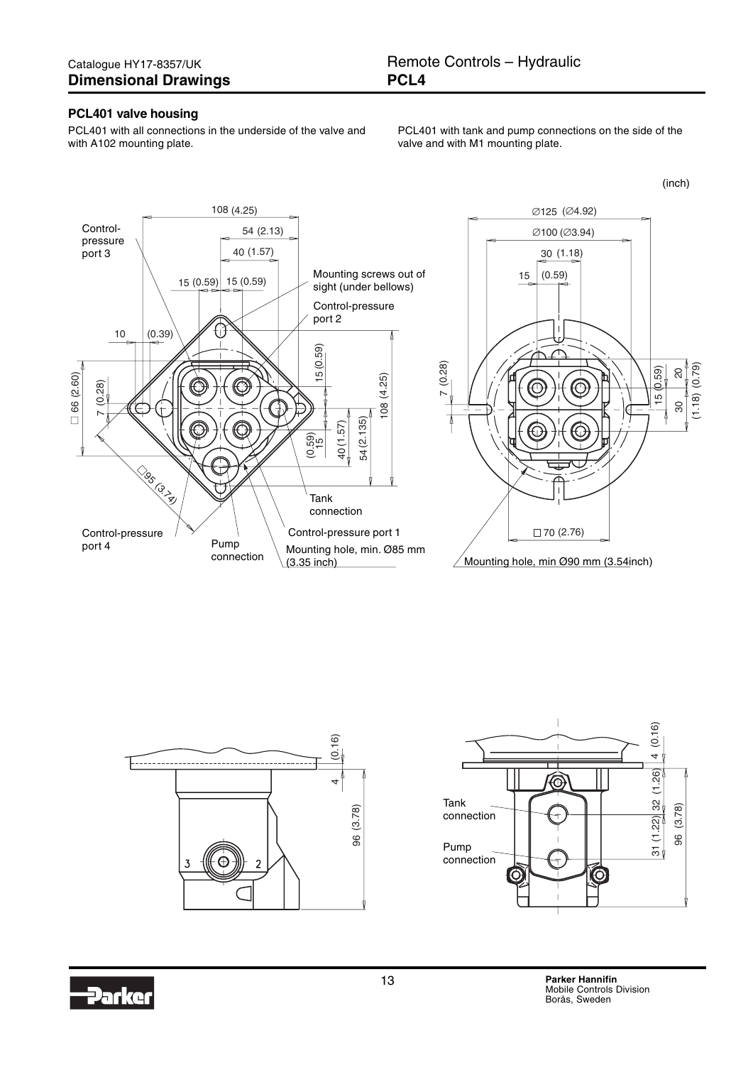### PCL401 valve housing

PCL401 with all connections in the underside of the valve and with A102 mounting plate.

PCL401 with tank and pump connections on the side of the valve and with M1 mounting plate.

(inch)

Control-pressure port 3

Mounting screws out of sight (under bellows)

Control-pressure port 2

Tank connection

Control-pressure port 4

Pump connection

Control-pressure port 1

Mounting hole, min. Ø85 mm (3.35 inch)

Mounting hole, min Ø90 mm (3.54inch)

Tank connection

Pump connection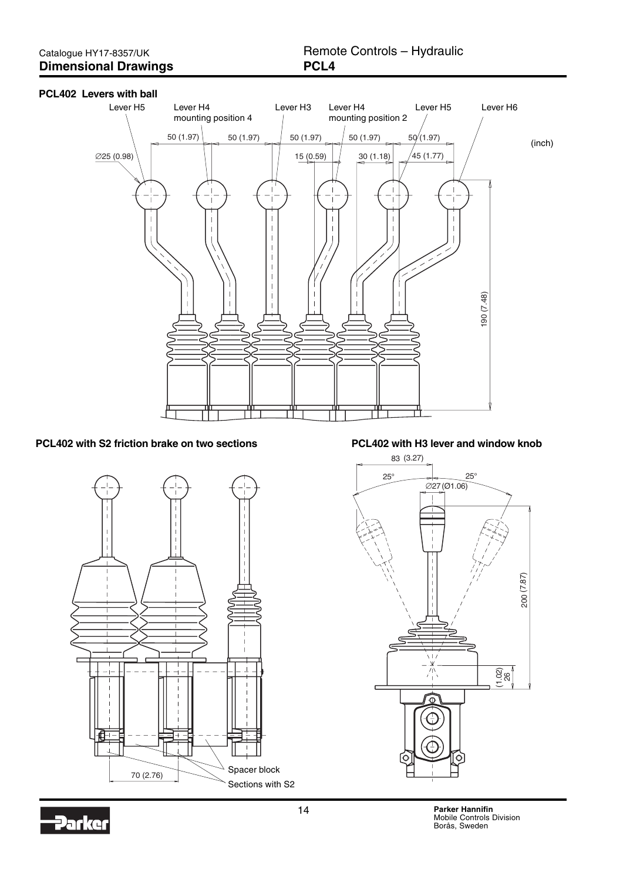## PCL402 Levers with ball

Lever H5 | Lever H4 mounting position 4 | Lever H3 | Lever H4 mounting position 2 | Lever H5 | Lever H6

50 (1.97) | 50 (1.97) | 50 (1.97) | 50 (1.97) | 50 (1.97)

(inch)

∅25 (0.98) | 15 (0.59) | 30 (1.18) | 45 (1.77)

190 (7.48)

## PCL402 with S2 friction brake on two sections

Spacer block

Sections with S2

70 (2.76)

## PCL402 with H3 lever and window knob

83 (3.27)

25° | 25°

∅27 (∅1.06)

200 (7.87)

26 (1.02)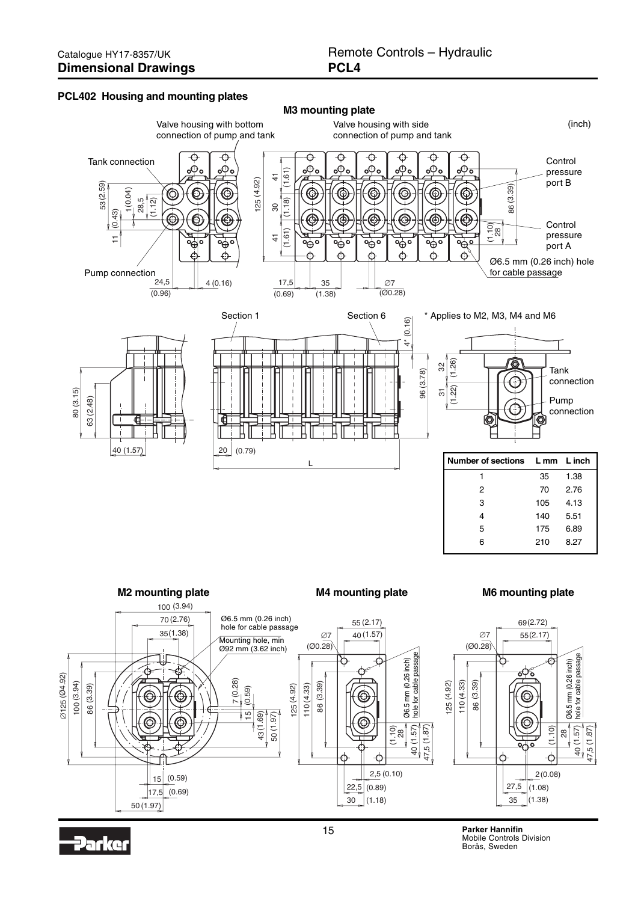## PCL402 Housing and mounting plates

### M3 mounting plate

Valve housing with bottom connection of pump and tank

Valve housing with side connection of pump and tank

(inch)

Tank connection

Control pressure port B

Control pressure port A

Pump connection

Ø6.5 mm (0.26 inch) hole for cable passage

Section 1

Section 6

\* Applies to M2, M3, M4 and M6

Tank connection

Pump connection

| Number of sections | L mm | L inch |
|---|---|---|
| 1 | 35 | 1.38 |
| 2 | 70 | 2.76 |
| 3 | 105 | 4.13 |
| 4 | 140 | 5.51 |
| 5 | 175 | 6.89 |
| 6 | 210 | 8.27 |

### M2 mounting plate

Ø6.5 mm (0.26 inch) hole for cable passage

Mounting hole, min Ø92 mm (3.62 inch)

### M4 mounting plate

Ø6.5 mm (0.26 inch) hole for cable passage

### M6 mounting plate

Ø6.5 mm (0.26 inch) hole for cable passage

Parker Hannifin
Mobile Controls Division
Borås, Sweden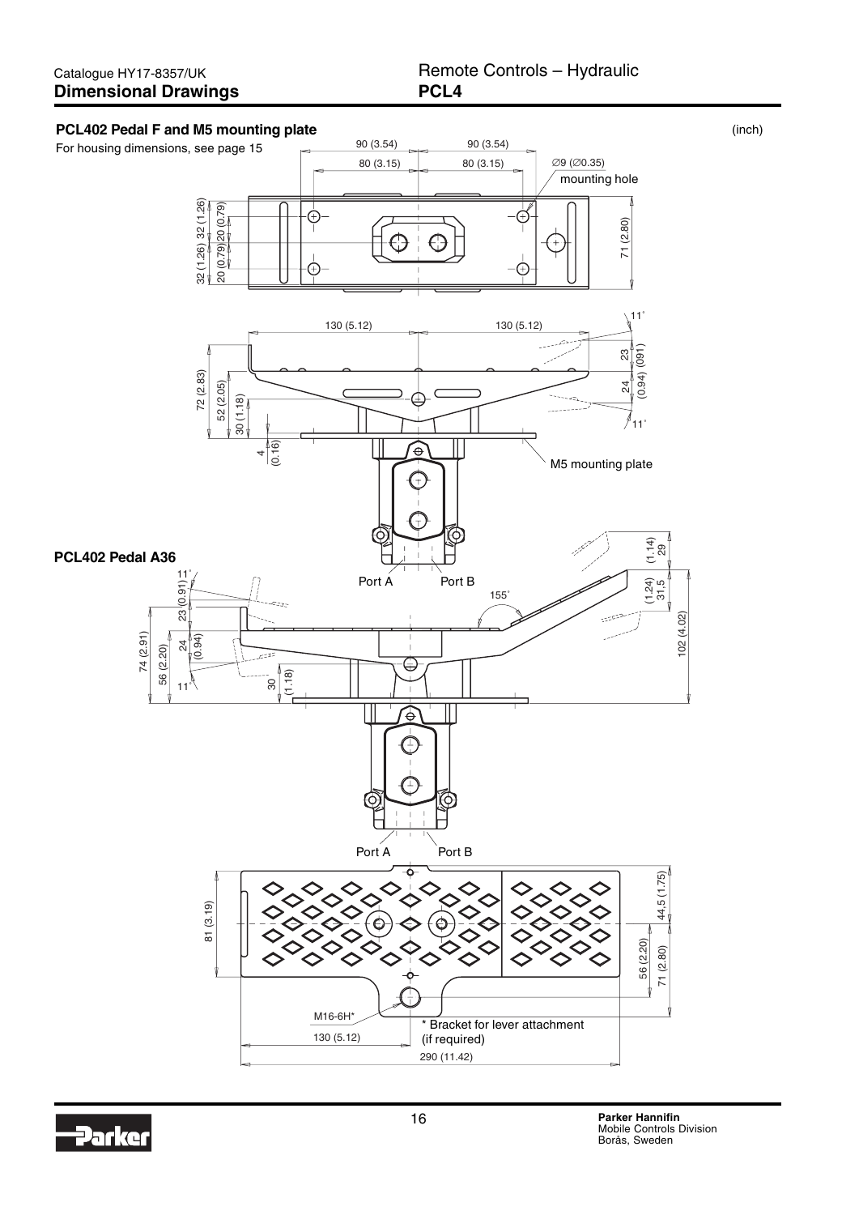## PCL402 Pedal F and M5 mounting plate

(inch)

For housing dimensions, see page 15

90 (3.54) 90 (3.54)

80 (3.15) 80 (3.15)

∅9 (∅0.35) mounting hole

32 (1.26) 32 (1.26) 20 (0.79) 20 (0.79)

71 (2.80)

130 (5.12) 130 (5.12)

11° 23 (091) 24 (0.94) 11°

72 (2.83) 52 (2.05) 30 (1.18) 4 (0.16)

M5 mounting plate

Port A Port B

## PCL402 Pedal A36

11° 23 (0.91) 24 (0.94) 11°

74 (2.91) 56 (2.20) 30 (1.18)

155°

29 (1.14) 31,5 (1.24) 102 (4.02)

Port A Port B

81 (3.19)

44,5 (1.75) 56 (2.20) 71 (2.80)

M16-6H*

\* Bracket for lever attachment (if required)

130 (5.12)

290 (11.42)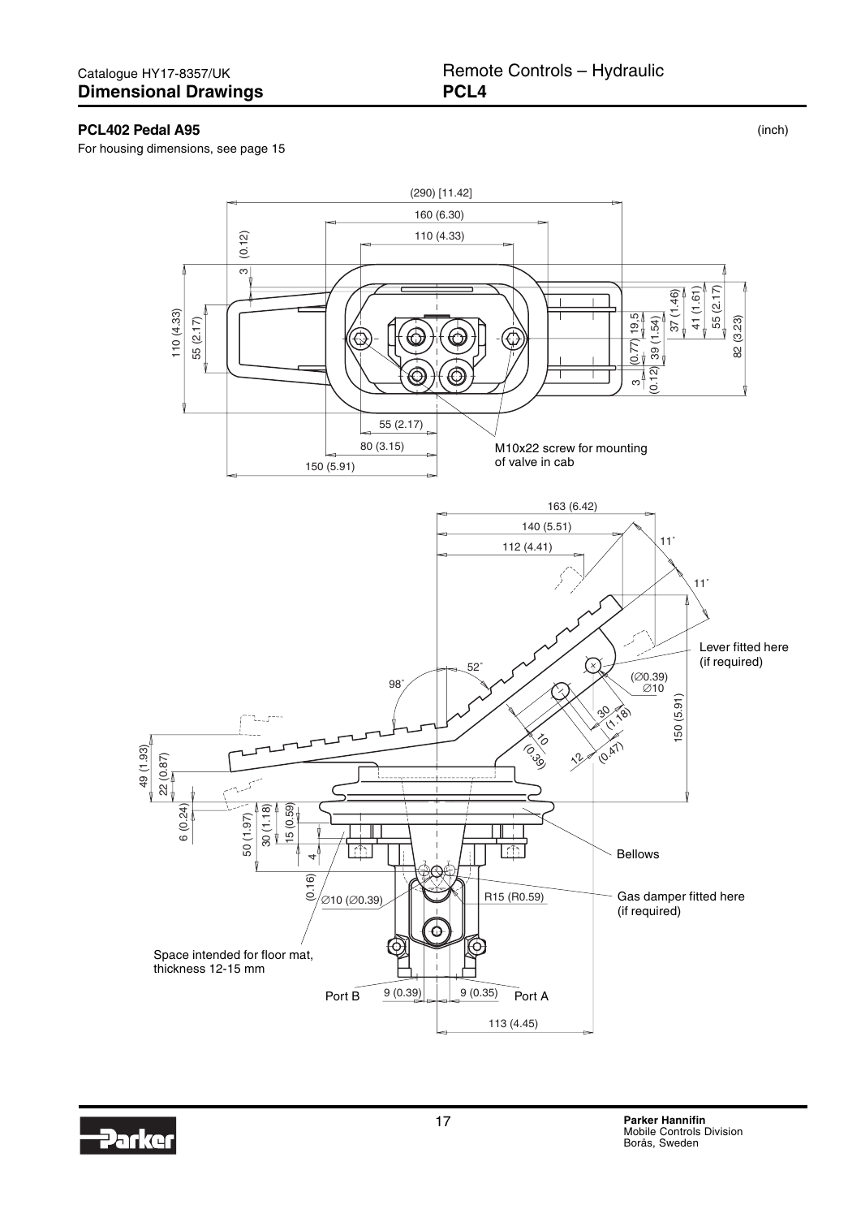## PCL402 Pedal A95

(inch)

For housing dimensions, see page 15

(290) [11.42]
160 (6.30)
110 (4.33)
3 (0.12)
110 (4.33)
55 (2.17)
19.5 (0.77)
39 (1.54)
37 (1.46)
41 (1.61)
55 (2.17)
82 (3.23)
3 (0.12)
55 (2.17)
80 (3.15)
150 (5.91)

M10x22 screw for mounting of valve in cab

163 (6.42)
140 (5.51)
112 (4.41)
11°
11°
52°
98°
Lever fitted here (if required)
(∅0.39) ∅10
30 (1.18)
10 (0.39)
12 (0.47)
150 (5.91)
49 (1.93)
22 (0.87)
6 (0.24)
50 (1.97)
30 (1.18)
15 (0.59)
4 (0.16)
∅10 (∅0.39)
R15 (R0.59)

Bellows

Gas damper fitted here (if required)

Space intended for floor mat, thickness 12-15 mm

Port B 9 (0.39) 9 (0.35) Port A

113 (4.45)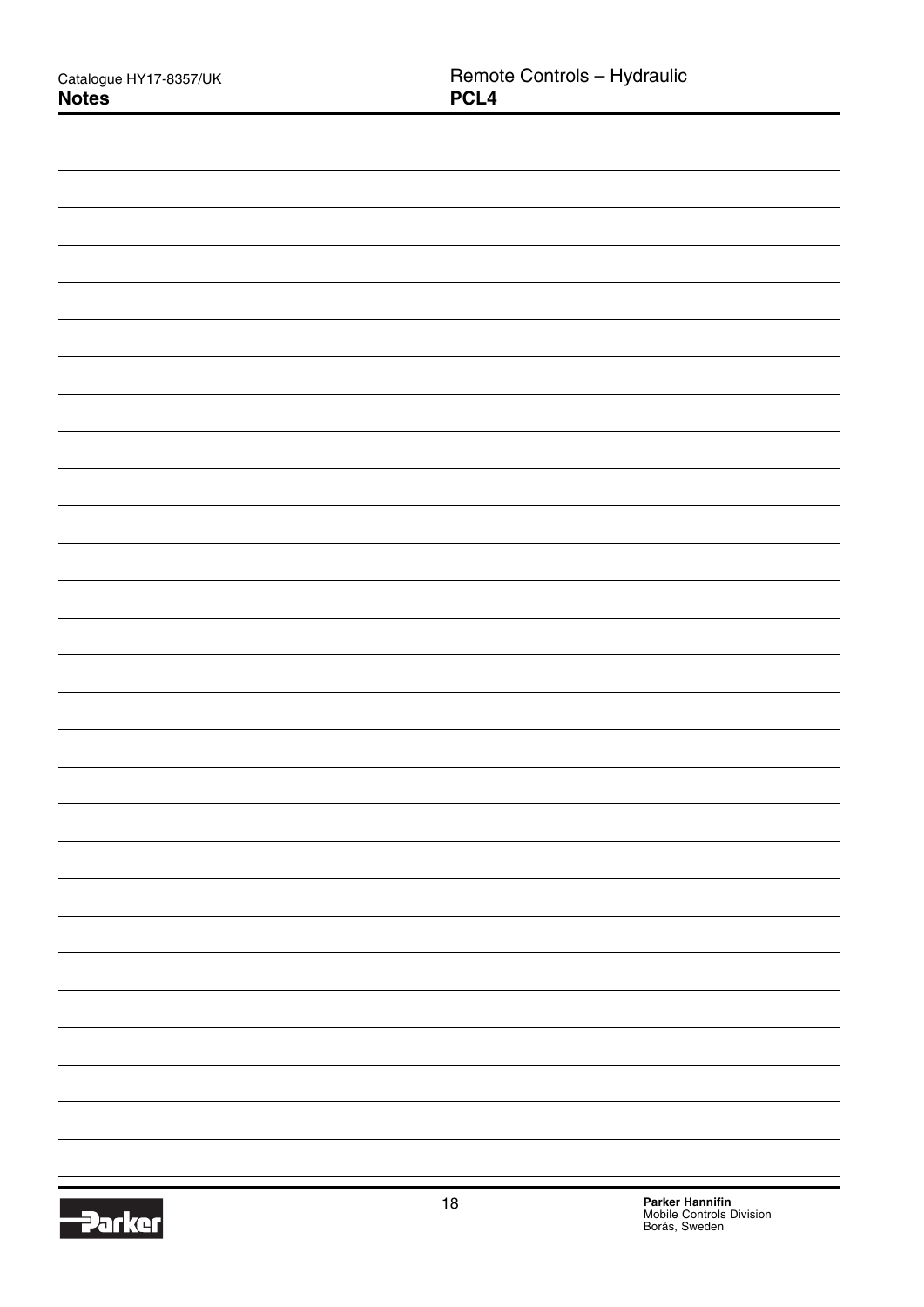## Notes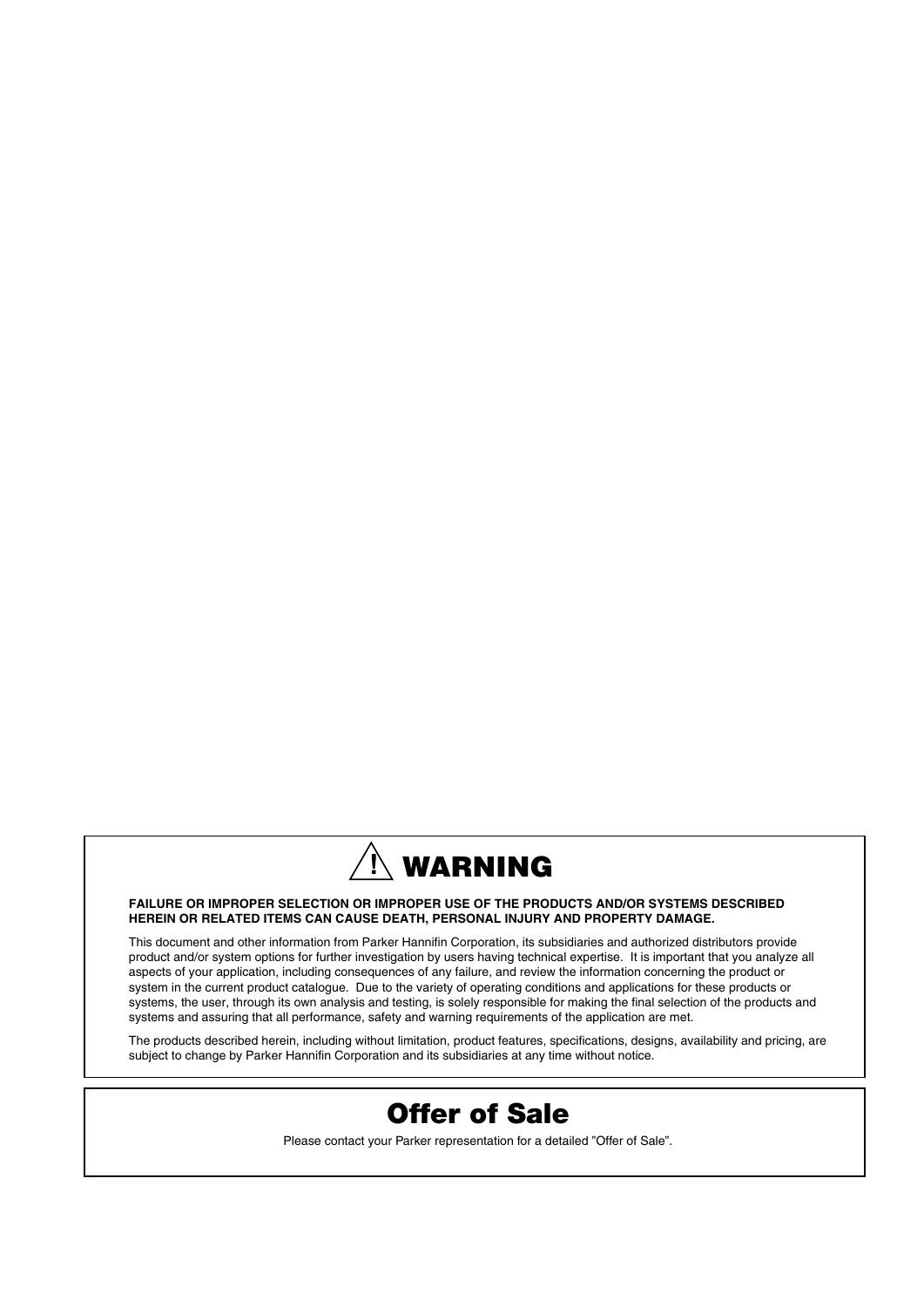## ⚠ WARNING

**FAILURE OR IMPROPER SELECTION OR IMPROPER USE OF THE PRODUCTS AND/OR SYSTEMS DESCRIBED HEREIN OR RELATED ITEMS CAN CAUSE DEATH, PERSONAL INJURY AND PROPERTY DAMAGE.**

This document and other information from Parker Hannifin Corporation, its subsidiaries and authorized distributors provide product and/or system options for further investigation by users having technical expertise. It is important that you analyze all aspects of your application, including consequences of any failure, and review the information concerning the product or system in the current product catalogue. Due to the variety of operating conditions and applications for these products or systems, the user, through its own analysis and testing, is solely responsible for making the final selection of the products and systems and assuring that all performance, safety and warning requirements of the application are met.

The products described herein, including without limitation, product features, specifications, designs, availability and pricing, are subject to change by Parker Hannifin Corporation and its subsidiaries at any time without notice.

## Offer of Sale

Please contact your Parker representation for a detailed "Offer of Sale".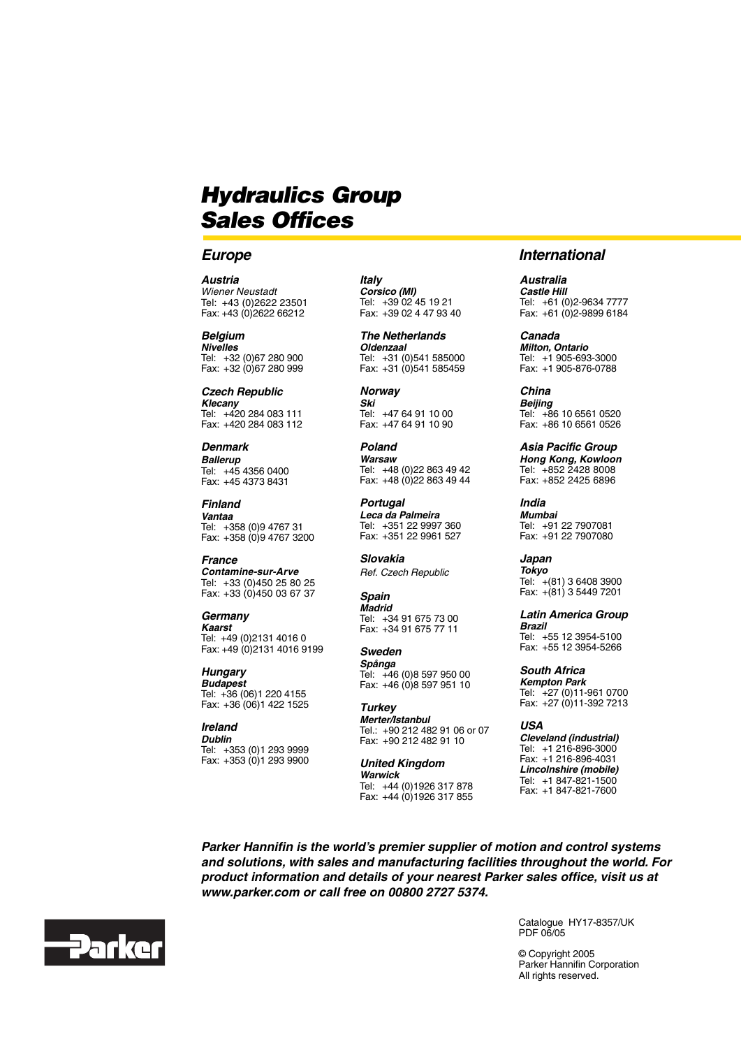# Hydraulics Group Sales Offices

## Europe

***Austria***
*Wiener Neustadt*
Tel: +43 (0)2622 23501
Fax: +43 (0)2622 66212

***Belgium***
***Nivelles***
Tel: +32 (0)67 280 900
Fax: +32 (0)67 280 999

***Czech Republic***
***Klecany***
Tel: +420 284 083 111
Fax: +420 284 083 112

***Denmark***
***Ballerup***
Tel: +45 4356 0400
Fax: +45 4373 8431

***Finland***
***Vantaa***
Tel: +358 (0)9 4767 31
Fax: +358 (0)9 4767 3200

***France***
***Contamine-sur-Arve***
Tel: +33 (0)450 25 80 25
Fax: +33 (0)450 03 67 37

***Germany***
***Kaarst***
Tel: +49 (0)2131 4016 0
Fax: +49 (0)2131 4016 9199

***Hungary***
***Budapest***
Tel: +36 (06)1 220 4155
Fax: +36 (06)1 422 1525

***Ireland***
***Dublin***
Tel: +353 (0)1 293 9999
Fax: +353 (0)1 293 9900

***Italy***
***Corsico (MI)***
Tel: +39 02 45 19 21
Fax: +39 02 4 47 93 40

***The Netherlands***
***Oldenzaal***
Tel: +31 (0)541 585000
Fax: +31 (0)541 585459

***Norway***
***Ski***
Tel: +47 64 91 10 00
Fax: +47 64 91 10 90

***Poland***
***Warsaw***
Tel: +48 (0)22 863 49 42
Fax: +48 (0)22 863 49 44

***Portugal***
***Leca da Palmeira***
Tel: +351 22 9997 360
Fax: +351 22 9961 527

***Slovakia***
*Ref. Czech Republic*

***Spain***
***Madrid***
Tel: +34 91 675 73 00
Fax: +34 91 675 77 11

***Sweden***
***Spånga***
Tel: +46 (0)8 597 950 00
Fax: +46 (0)8 597 951 10

***Turkey***
***Merter/Istanbul***
Tel.: +90 212 482 91 06 or 07
Fax: +90 212 482 91 10

***United Kingdom***
***Warwick***
Tel: +44 (0)1926 317 878
Fax: +44 (0)1926 317 855

## International

***Australia***
***Castle Hill***
Tel: +61 (0)2-9634 7777
Fax: +61 (0)2-9899 6184

***Canada***
***Milton, Ontario***
Tel: +1 905-693-3000
Fax: +1 905-876-0788

***China***
***Beijing***
Tel: +86 10 6561 0520
Fax: +86 10 6561 0526

***Asia Pacific Group***
***Hong Kong, Kowloon***
Tel: +852 2428 8008
Fax: +852 2425 6896

***India***
***Mumbai***
Tel: +91 22 7907081
Fax: +91 22 7907080

***Japan***
***Tokyo***
Tel: +(81) 3 6408 3900
Fax: +(81) 3 5449 7201

***Latin America Group***
***Brazil***
Tel: +55 12 3954-5100
Fax: +55 12 3954-5266

***South Africa***
***Kempton Park***
Tel: +27 (0)11-961 0700
Fax: +27 (0)11-392 7213

***USA***
***Cleveland (industrial)***
Tel: +1 216-896-3000
Fax: +1 216-896-4031
***Lincolnshire (mobile)***
Tel: +1 847-821-1500
Fax: +1 847-821-7600

***Parker Hannifin is the world's premier supplier of motion and control systems and solutions, with sales and manufacturing facilities throughout the world. For product information and details of your nearest Parker sales office, visit us at www.parker.com or call free on 00800 2727 5374.***

Parker

Catalogue HY17-8357/UK
PDF 06/05

© Copyright 2005
Parker Hannifin Corporation
All rights reserved.